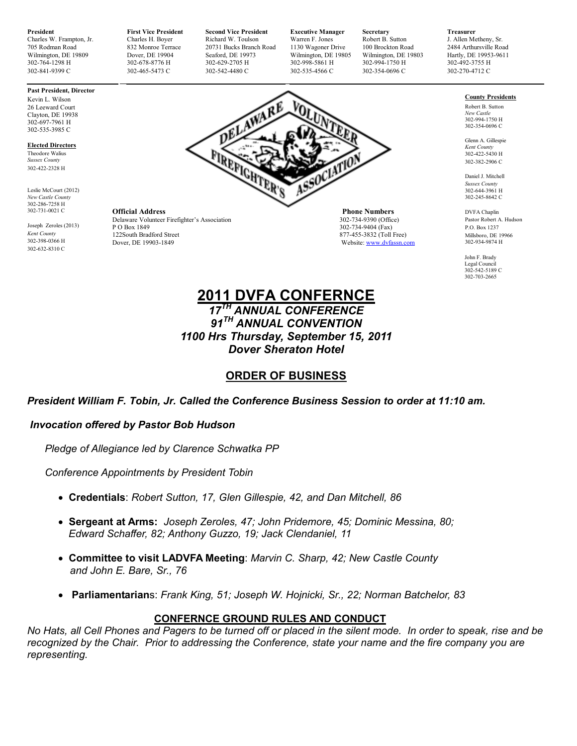**President**
Charles W. Frampton, Jr.
705 Rodman Road
Wilmington, DE 19809
302-764-1298 H
302-841-9399 C

**First Vice President**
Charles H. Boyer
832 Monroe Terrace
Dover, DE 19904
302-678-8776 H
302-465-5473 C

**Second Vice President**
Richard W. Toulson
20731 Bucks Branch Road
Seaford, DE 19973
302-629-2705 H
302-542-4480 C

**Executive Manager**
Warren F. Jones
1130 Wagoner Drive
Wilmington, DE 19805
302-998-5861 H
302-535-4566 C

**Secretary**
Robert B. Sutton
100 Brockton Road
Wilmington, DE 19803
302-994-1750 H
302-354-0696 C

**Treasurer**
J. Allen Metheny, Sr.
2484 Arthursville Road
Hartly, DE 19953-9611
302-492-3755 H
302-270-4712 C

**Past President, Director**
Kevin L. Wilson
26 Leeward Court
Clayton, DE 19938
302-697-7961 H
302-535-3985 C

**Elected Directors**
Theodore Walius
*Sussex County*
302-422-2328 H

Leslie McCourt (2012)
*New Castle County*
302-286-7258 H
302-731-0021 C

Joseph Zeroles (2013)
*Kent County*
302-398-0366 H
302-632-8310 C

DELAWARE VOLUNTEER FIREFIGHTER'S ASSOCIATION

**Official Address**
Delaware Volunteer Firefighter's Association
P O Box 1849
122South Bradford Street
Dover, DE 19903-1849

**Phone Numbers**
302-734-9390 (Office)
302-734-9404 (Fax)
877-455-3832 (Toll Free)
Website: www.dvfassn.com

**County Presidents**
Robert B. Sutton
*New Castle*
302-994-1750 H
302-354-0696 C

Glenn A. Gillespie
*Kent County*
302-422-5430 H
302-382-2906 C

Daniel J. Mitchell
*Sussex County*
302-644-3961 H
302-245-8642 C

DVFA Chaplin
Pastor Robert A. Hudson
P.O. Box 1237
Millsboro, DE 19966
302-934-9874 H

John F. Brady
Legal Council
302-542-5189 C
302-703-2665

# 2011 DVFA CONFERNCE

***17TH ANNUAL CONFERENCE***
***91TH ANNUAL CONVENTION***
***1100 Hrs Thursday, September 15, 2011***
***Dover Sheraton Hotel***

## ORDER OF BUSINESS

***President William F. Tobin, Jr. Called the Conference Business Session to order at 11:10 am.***

***Invocation offered by Pastor Bob Hudson***

*Pledge of Allegiance led by Clarence Schwatka PP*

*Conference Appointments by President Tobin*

- **Credentials**: *Robert Sutton, 17, Glen Gillespie, 42, and Dan Mitchell, 86*
- **Sergeant at Arms:** *Joseph Zeroles, 47; John Pridemore, 45; Dominic Messina, 80; Edward Schaffer, 82; Anthony Guzzo, 19; Jack Clendaniel, 11*
- **Committee to visit LADVFA Meeting**: *Marvin C. Sharp, 42; New Castle County and John E. Bare, Sr., 76*
- **Parliamentarian**s: *Frank King, 51; Joseph W. Hojnicki, Sr., 22; Norman Batchelor, 83*

## CONFERNCE GROUND RULES AND CONDUCT

*No Hats, all Cell Phones and Pagers to be turned off or placed in the silent mode. In order to speak, rise and be recognized by the Chair. Prior to addressing the Conference, state your name and the fire company you are representing.*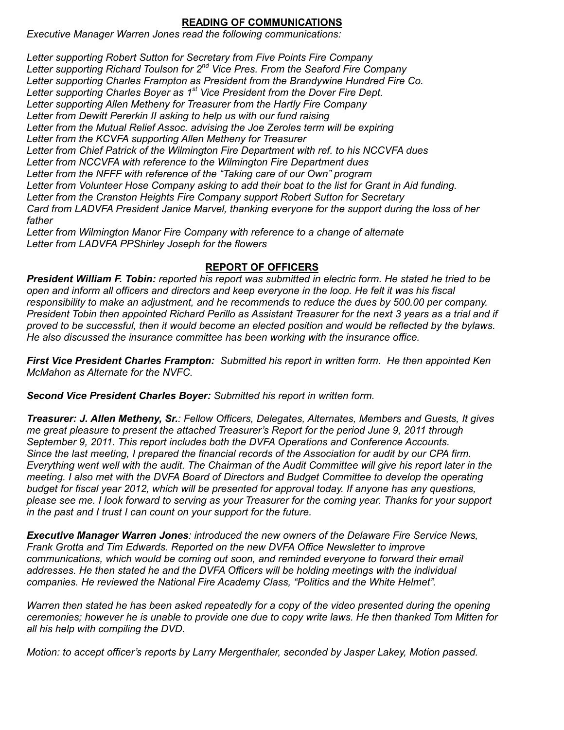## READING OF COMMUNICATIONS

*Executive Manager Warren Jones read the following communications:*

*Letter supporting Robert Sutton for Secretary from Five Points Fire Company*
*Letter supporting Richard Toulson for 2nd Vice Pres. From the Seaford Fire Company*
*Letter supporting Charles Frampton as President from the Brandywine Hundred Fire Co.*
*Letter supporting Charles Boyer as 1st Vice President from the Dover Fire Dept.*
*Letter supporting Allen Metheny for Treasurer from the Hartly Fire Company*
*Letter from Dewitt Pererkin II asking to help us with our fund raising*
*Letter from the Mutual Relief Assoc. advising the Joe Zeroles term will be expiring*
*Letter from the KCVFA supporting Allen Metheny for Treasurer*
*Letter from Chief Patrick of the Wilmington Fire Department with ref. to his NCCVFA dues*
*Letter from NCCVFA with reference to the Wilmington Fire Department dues*
*Letter from the NFFF with reference of the "Taking care of our Own" program*
*Letter from Volunteer Hose Company asking to add their boat to the list for Grant in Aid funding.*
*Letter from the Cranston Heights Fire Company support Robert Sutton for Secretary*
*Card from LADVFA President Janice Marvel, thanking everyone for the support during the loss of her father*
*Letter from Wilmington Manor Fire Company with reference to a change of alternate*
*Letter from LADVFA PPShirley Joseph for the flowers*

## REPORT OF OFFICERS

***President William F. Tobin:*** *reported his report was submitted in electric form. He stated he tried to be open and inform all officers and directors and keep everyone in the loop. He felt it was his fiscal responsibility to make an adjustment, and he recommends to reduce the dues by 500.00 per company. President Tobin then appointed Richard Perillo as Assistant Treasurer for the next 3 years as a trial and if proved to be successful, then it would become an elected position and would be reflected by the bylaws. He also discussed the insurance committee has been working with the insurance office.*

***First Vice President Charles Frampton:*** *Submitted his report in written form. He then appointed Ken McMahon as Alternate for the NVFC.*

***Second Vice President Charles Boyer:*** *Submitted his report in written form.*

***Treasurer: J. Allen Metheny, Sr.****: Fellow Officers, Delegates, Alternates, Members and Guests, It gives me great pleasure to present the attached Treasurer's Report for the period June 9, 2011 through September 9, 2011. This report includes both the DVFA Operations and Conference Accounts. Since the last meeting, I prepared the financial records of the Association for audit by our CPA firm. Everything went well with the audit. The Chairman of the Audit Committee will give his report later in the meeting. I also met with the DVFA Board of Directors and Budget Committee to develop the operating budget for fiscal year 2012, which will be presented for approval today. If anyone has any questions, please see me. I look forward to serving as your Treasurer for the coming year. Thanks for your support in the past and I trust I can count on your support for the future.*

***Executive Manager Warren Jones****: introduced the new owners of the Delaware Fire Service News, Frank Grotta and Tim Edwards. Reported on the new DVFA Office Newsletter to improve communications, which would be coming out soon, and reminded everyone to forward their email addresses. He then stated he and the DVFA Officers will be holding meetings with the individual companies. He reviewed the National Fire Academy Class, "Politics and the White Helmet".*

*Warren then stated he has been asked repeatedly for a copy of the video presented during the opening ceremonies; however he is unable to provide one due to copy write laws. He then thanked Tom Mitten for all his help with compiling the DVD.*

*Motion: to accept officer's reports by Larry Mergenthaler, seconded by Jasper Lakey, Motion passed.*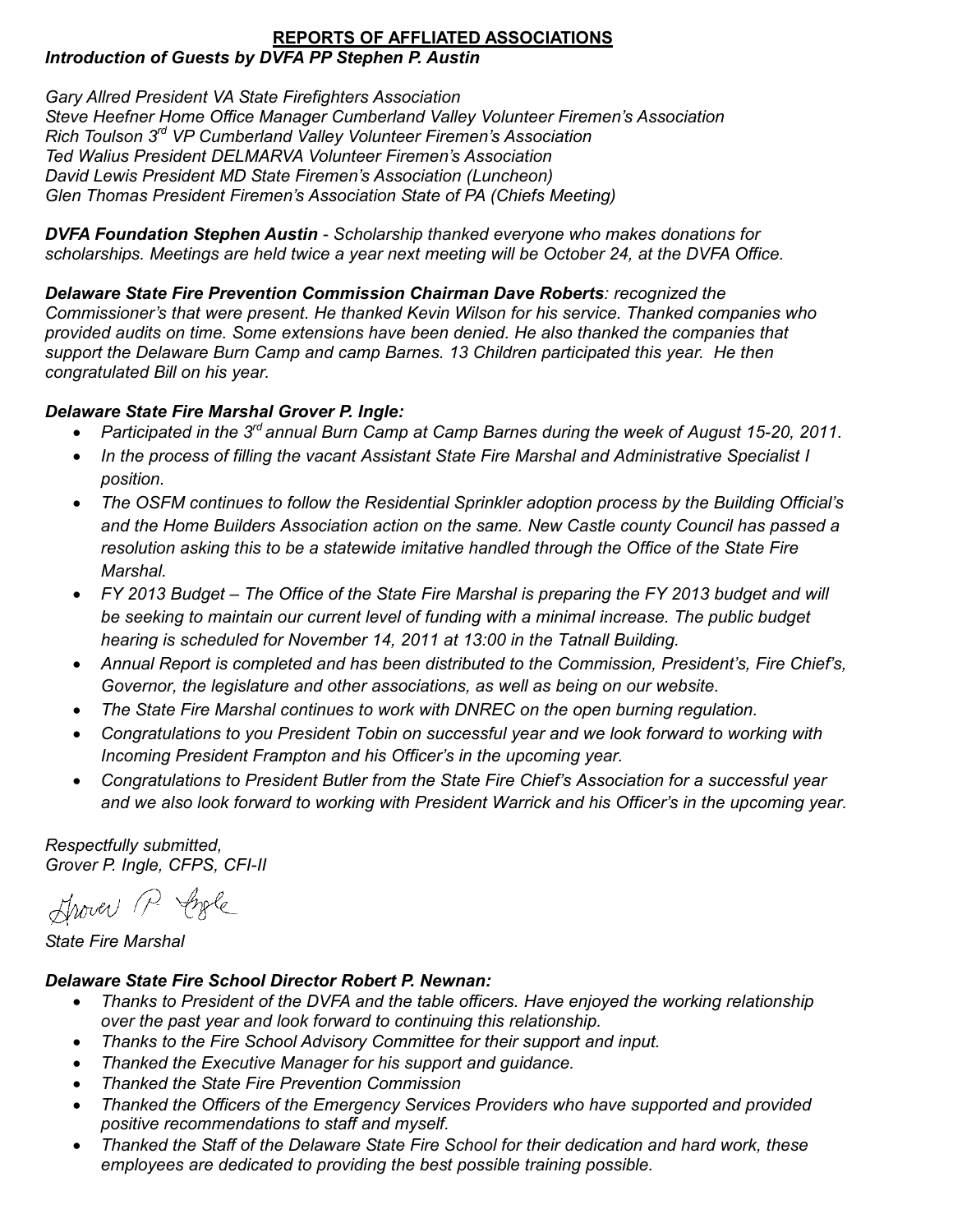## REPORTS OF AFFLIATED ASSOCIATIONS

***Introduction of Guests by DVFA PP Stephen P. Austin***

*Gary Allred President VA State Firefighters Association*
*Steve Heefner Home Office Manager Cumberland Valley Volunteer Firemen's Association*
*Rich Toulson 3rd VP Cumberland Valley Volunteer Firemen's Association*
*Ted Walius President DELMARVA Volunteer Firemen's Association*
*David Lewis President MD State Firemen's Association (Luncheon)*
*Glen Thomas President Firemen's Association State of PA (Chiefs Meeting)*

***DVFA Foundation Stephen Austin*** *- Scholarship thanked everyone who makes donations for scholarships. Meetings are held twice a year next meeting will be October 24, at the DVFA Office.*

***Delaware State Fire Prevention Commission Chairman Dave Roberts****: recognized the Commissioner's that were present. He thanked Kevin Wilson for his service. Thanked companies who provided audits on time. Some extensions have been denied. He also thanked the companies that support the Delaware Burn Camp and camp Barnes. 13 Children participated this year. He then congratulated Bill on his year.*

***Delaware State Fire Marshal Grover P. Ingle:***

- *Participated in the 3rd annual Burn Camp at Camp Barnes during the week of August 15-20, 2011.*
- *In the process of filling the vacant Assistant State Fire Marshal and Administrative Specialist I position.*
- *The OSFM continues to follow the Residential Sprinkler adoption process by the Building Official's and the Home Builders Association action on the same. New Castle county Council has passed a resolution asking this to be a statewide imitative handled through the Office of the State Fire Marshal.*
- *FY 2013 Budget – The Office of the State Fire Marshal is preparing the FY 2013 budget and will be seeking to maintain our current level of funding with a minimal increase. The public budget hearing is scheduled for November 14, 2011 at 13:00 in the Tatnall Building.*
- *Annual Report is completed and has been distributed to the Commission, President's, Fire Chief's, Governor, the legislature and other associations, as well as being on our website.*
- *The State Fire Marshal continues to work with DNREC on the open burning regulation.*
- *Congratulations to you President Tobin on successful year and we look forward to working with Incoming President Frampton and his Officer's in the upcoming year.*
- *Congratulations to President Butler from the State Fire Chief's Association for a successful year and we also look forward to working with President Warrick and his Officer's in the upcoming year.*

*Respectfully submitted,*
*Grover P. Ingle, CFPS, CFI-II*

Grover P. Ingle

*State Fire Marshal*

***Delaware State Fire School Director Robert P. Newnan:***

- *Thanks to President of the DVFA and the table officers. Have enjoyed the working relationship over the past year and look forward to continuing this relationship.*
- *Thanks to the Fire School Advisory Committee for their support and input.*
- *Thanked the Executive Manager for his support and guidance.*
- *Thanked the State Fire Prevention Commission*
- *Thanked the Officers of the Emergency Services Providers who have supported and provided positive recommendations to staff and myself.*
- *Thanked the Staff of the Delaware State Fire School for their dedication and hard work, these employees are dedicated to providing the best possible training possible.*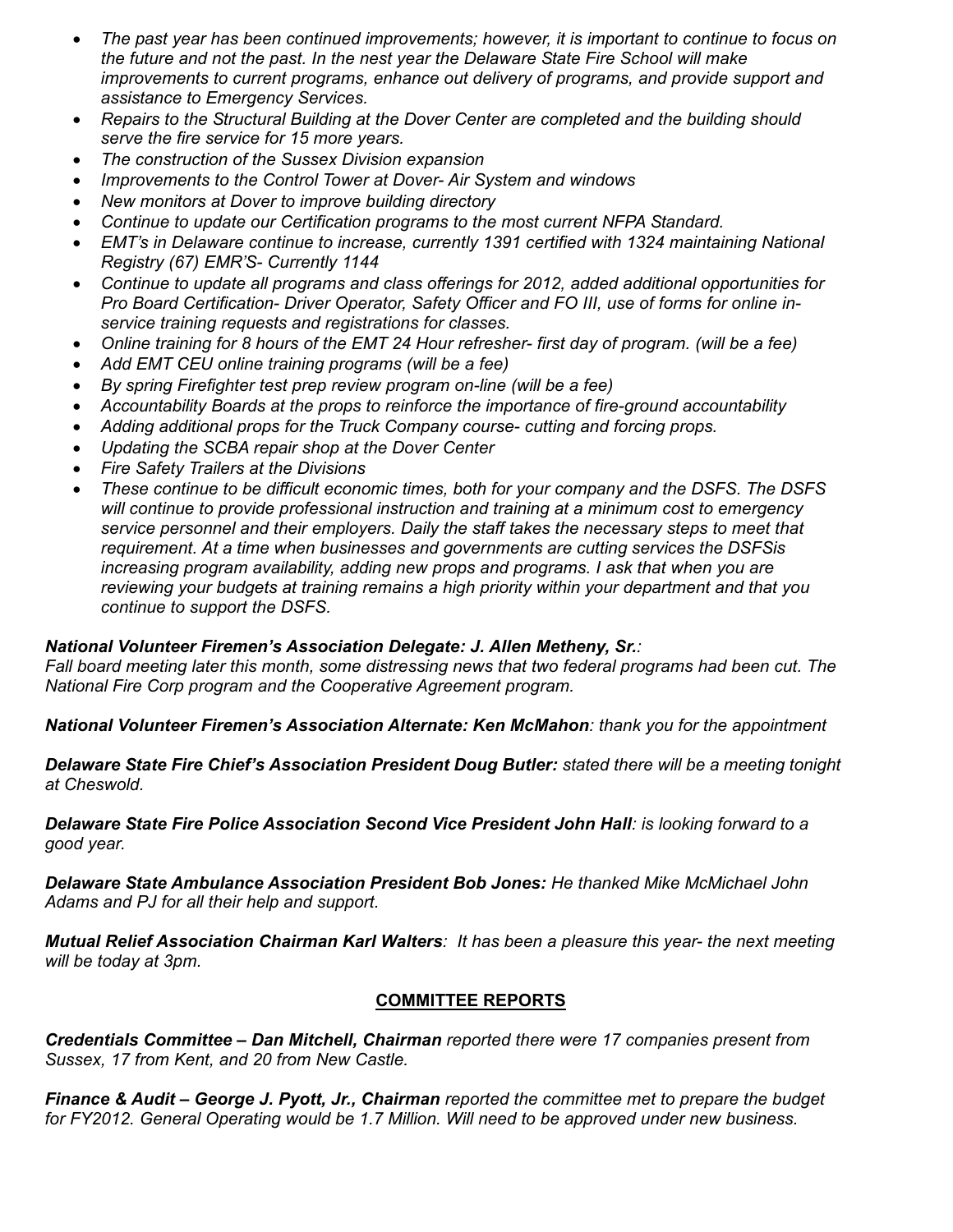- *The past year has been continued improvements; however, it is important to continue to focus on the future and not the past. In the nest year the Delaware State Fire School will make improvements to current programs, enhance out delivery of programs, and provide support and assistance to Emergency Services.*
- *Repairs to the Structural Building at the Dover Center are completed and the building should serve the fire service for 15 more years.*
- *The construction of the Sussex Division expansion*
- *Improvements to the Control Tower at Dover- Air System and windows*
- *New monitors at Dover to improve building directory*
- *Continue to update our Certification programs to the most current NFPA Standard.*
- *EMT's in Delaware continue to increase, currently 1391 certified with 1324 maintaining National Registry (67) EMR'S- Currently 1144*
- *Continue to update all programs and class offerings for 2012, added additional opportunities for Pro Board Certification- Driver Operator, Safety Officer and FO III, use of forms for online in-service training requests and registrations for classes.*
- *Online training for 8 hours of the EMT 24 Hour refresher- first day of program. (will be a fee)*
- *Add EMT CEU online training programs (will be a fee)*
- *By spring Firefighter test prep review program on-line (will be a fee)*
- *Accountability Boards at the props to reinforce the importance of fire-ground accountability*
- *Adding additional props for the Truck Company course- cutting and forcing props.*
- *Updating the SCBA repair shop at the Dover Center*
- *Fire Safety Trailers at the Divisions*
- *These continue to be difficult economic times, both for your company and the DSFS. The DSFS will continue to provide professional instruction and training at a minimum cost to emergency service personnel and their employers. Daily the staff takes the necessary steps to meet that requirement. At a time when businesses and governments are cutting services the DSFSis increasing program availability, adding new props and programs. I ask that when you are reviewing your budgets at training remains a high priority within your department and that you continue to support the DSFS.*

***National Volunteer Firemen's Association Delegate: J. Allen Metheny, Sr.**: Fall board meeting later this month, some distressing news that two federal programs had been cut. The National Fire Corp program and the Cooperative Agreement program.*

***National Volunteer Firemen's Association Alternate: Ken McMahon**: thank you for the appointment*

***Delaware State Fire Chief's Association President Doug Butler:** stated there will be a meeting tonight at Cheswold.*

***Delaware State Fire Police Association Second Vice President John Hall**: is looking forward to a good year.*

***Delaware State Ambulance Association President Bob Jones:** He thanked Mike McMichael John Adams and PJ for all their help and support.*

***Mutual Relief Association Chairman Karl Walters**: It has been a pleasure this year- the next meeting will be today at 3pm.*

## COMMITTEE REPORTS

***Credentials Committee – Dan Mitchell, Chairman** reported there were 17 companies present from Sussex, 17 from Kent, and 20 from New Castle.*

***Finance & Audit – George J. Pyott, Jr., Chairman** reported the committee met to prepare the budget for FY2012. General Operating would be 1.7 Million. Will need to be approved under new business.*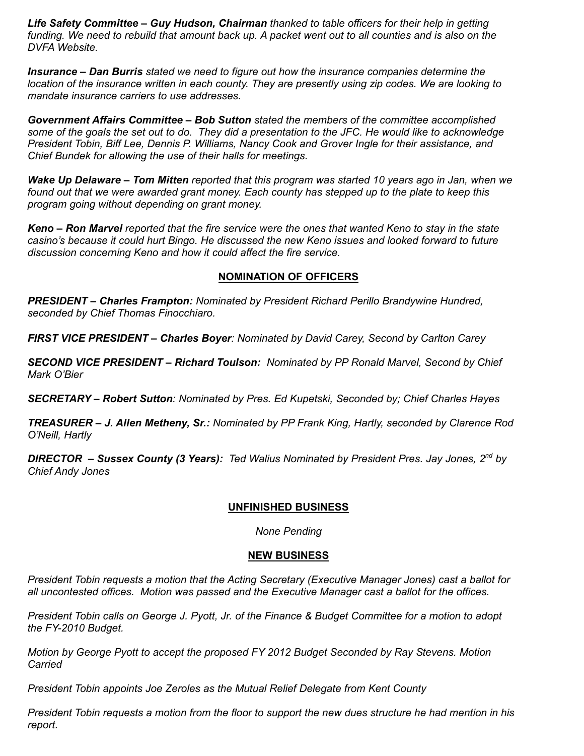***Life Safety Committee – Guy Hudson, Chairman*** *thanked to table officers for their help in getting funding. We need to rebuild that amount back up. A packet went out to all counties and is also on the DVFA Website.*

***Insurance – Dan Burris*** *stated we need to figure out how the insurance companies determine the location of the insurance written in each county. They are presently using zip codes. We are looking to mandate insurance carriers to use addresses.*

***Government Affairs Committee – Bob Sutton*** *stated the members of the committee accomplished some of the goals the set out to do. They did a presentation to the JFC. He would like to acknowledge President Tobin, Biff Lee, Dennis P. Williams, Nancy Cook and Grover Ingle for their assistance, and Chief Bundek for allowing the use of their halls for meetings.*

***Wake Up Delaware – Tom Mitten*** *reported that this program was started 10 years ago in Jan, when we found out that we were awarded grant money. Each county has stepped up to the plate to keep this program going without depending on grant money.*

***Keno – Ron Marvel*** *reported that the fire service were the ones that wanted Keno to stay in the state casino's because it could hurt Bingo. He discussed the new Keno issues and looked forward to future discussion concerning Keno and how it could affect the fire service.*

## NOMINATION OF OFFICERS

***PRESIDENT – Charles Frampton:*** *Nominated by President Richard Perillo Brandywine Hundred, seconded by Chief Thomas Finocchiaro.*

***FIRST VICE PRESIDENT – Charles Boyer****: Nominated by David Carey, Second by Carlton Carey*

***SECOND VICE PRESIDENT – Richard Toulson:*** *Nominated by PP Ronald Marvel, Second by Chief Mark O'Bier*

***SECRETARY – Robert Sutton****: Nominated by Pres. Ed Kupetski, Seconded by; Chief Charles Hayes*

***TREASURER – J. Allen Metheny, Sr.:*** *Nominated by PP Frank King, Hartly, seconded by Clarence Rod O'Neill, Hartly*

***DIRECTOR – Sussex County (3 Years):*** *Ted Walius Nominated by President Pres. Jay Jones, 2nd by Chief Andy Jones*

## UNFINISHED BUSINESS

*None Pending*

## NEW BUSINESS

*President Tobin requests a motion that the Acting Secretary (Executive Manager Jones) cast a ballot for all uncontested offices. Motion was passed and the Executive Manager cast a ballot for the offices.*

*President Tobin calls on George J. Pyott, Jr. of the Finance & Budget Committee for a motion to adopt the FY-2010 Budget.*

*Motion by George Pyott to accept the proposed FY 2012 Budget Seconded by Ray Stevens. Motion Carried*

*President Tobin appoints Joe Zeroles as the Mutual Relief Delegate from Kent County*

*President Tobin requests a motion from the floor to support the new dues structure he had mention in his report.*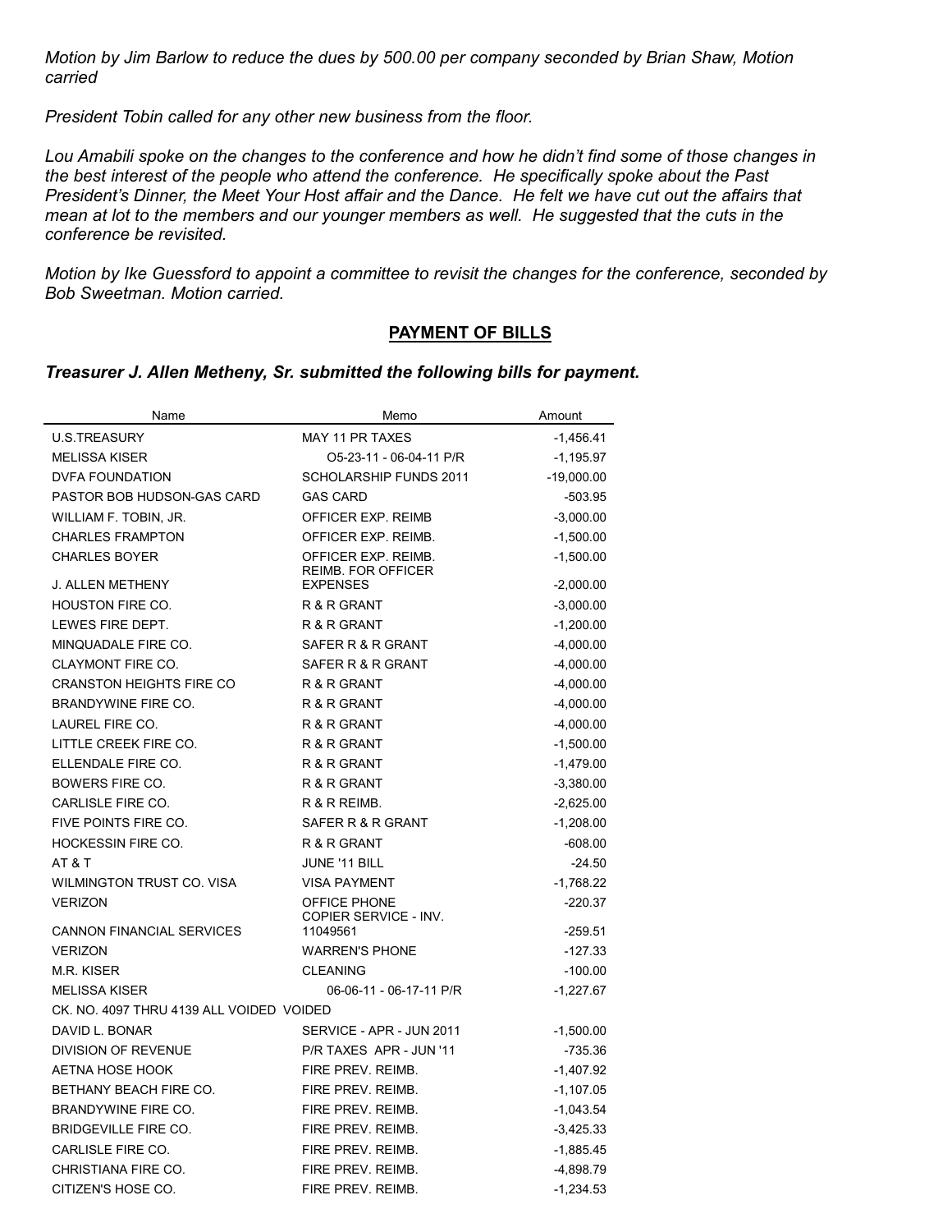*Motion by Jim Barlow to reduce the dues by 500.00 per company seconded by Brian Shaw, Motion carried*

*President Tobin called for any other new business from the floor.*

*Lou Amabili spoke on the changes to the conference and how he didn't find some of those changes in the best interest of the people who attend the conference. He specifically spoke about the Past President's Dinner, the Meet Your Host affair and the Dance. He felt we have cut out the affairs that mean at lot to the members and our younger members as well. He suggested that the cuts in the conference be revisited.*

*Motion by Ike Guessford to appoint a committee to revisit the changes for the conference, seconded by Bob Sweetman. Motion carried.*

## PAYMENT OF BILLS

***Treasurer J. Allen Metheny, Sr. submitted the following bills for payment.***

| Name | Memo | Amount |
|---|---|---|
| U.S.TREASURY | MAY 11 PR TAXES | -1,456.41 |
| MELISSA KISER | O5-23-11 - 06-04-11 P/R | -1,195.97 |
| DVFA FOUNDATION | SCHOLARSHIP FUNDS 2011 | -19,000.00 |
| PASTOR BOB HUDSON-GAS CARD | GAS CARD | -503.95 |
| WILLIAM F. TOBIN, JR. | OFFICER EXP. REIMB | -3,000.00 |
| CHARLES FRAMPTON | OFFICER EXP. REIMB. | -1,500.00 |
| CHARLES BOYER | OFFICER EXP. REIMB. | -1,500.00 |
| J. ALLEN METHENY | REIMB. FOR OFFICER EXPENSES | -2,000.00 |
| HOUSTON FIRE CO. | R & R GRANT | -3,000.00 |
| LEWES FIRE DEPT. | R & R GRANT | -1,200.00 |
| MINQUADALE FIRE CO. | SAFER R & R GRANT | -4,000.00 |
| CLAYMONT FIRE CO. | SAFER R & R GRANT | -4,000.00 |
| CRANSTON HEIGHTS FIRE CO | R & R GRANT | -4,000.00 |
| BRANDYWINE FIRE CO. | R & R GRANT | -4,000.00 |
| LAUREL FIRE CO. | R & R GRANT | -4,000.00 |
| LITTLE CREEK FIRE CO. | R & R GRANT | -1,500.00 |
| ELLENDALE FIRE CO. | R & R GRANT | -1,479.00 |
| BOWERS FIRE CO. | R & R GRANT | -3,380.00 |
| CARLISLE FIRE CO. | R & R REIMB. | -2,625.00 |
| FIVE POINTS FIRE CO. | SAFER R & R GRANT | -1,208.00 |
| HOCKESSIN FIRE CO. | R & R GRANT | -608.00 |
| AT & T | JUNE '11 BILL | -24.50 |
| WILMINGTON TRUST CO. VISA | VISA PAYMENT | -1,768.22 |
| VERIZON | OFFICE PHONE | -220.37 |
| CANNON FINANCIAL SERVICES | COPIER SERVICE - INV. 11049561 | -259.51 |
| VERIZON | WARREN'S PHONE | -127.33 |
| M.R. KISER | CLEANING | -100.00 |
| MELISSA KISER | 06-06-11 - 06-17-11 P/R | -1,227.67 |
| CK. NO. 4097 THRU 4139 ALL VOIDED | VOIDED | |
| DAVID L. BONAR | SERVICE - APR - JUN 2011 | -1,500.00 |
| DIVISION OF REVENUE | P/R TAXES APR - JUN '11 | -735.36 |
| AETNA HOSE HOOK | FIRE PREV. REIMB. | -1,407.92 |
| BETHANY BEACH FIRE CO. | FIRE PREV. REIMB. | -1,107.05 |
| BRANDYWINE FIRE CO. | FIRE PREV. REIMB. | -1,043.54 |
| BRIDGEVILLE FIRE CO. | FIRE PREV. REIMB. | -3,425.33 |
| CARLISLE FIRE CO. | FIRE PREV. REIMB. | -1,885.45 |
| CHRISTIANA FIRE CO. | FIRE PREV. REIMB. | -4,898.79 |
| CITIZEN'S HOSE CO. | FIRE PREV. REIMB. | -1,234.53 |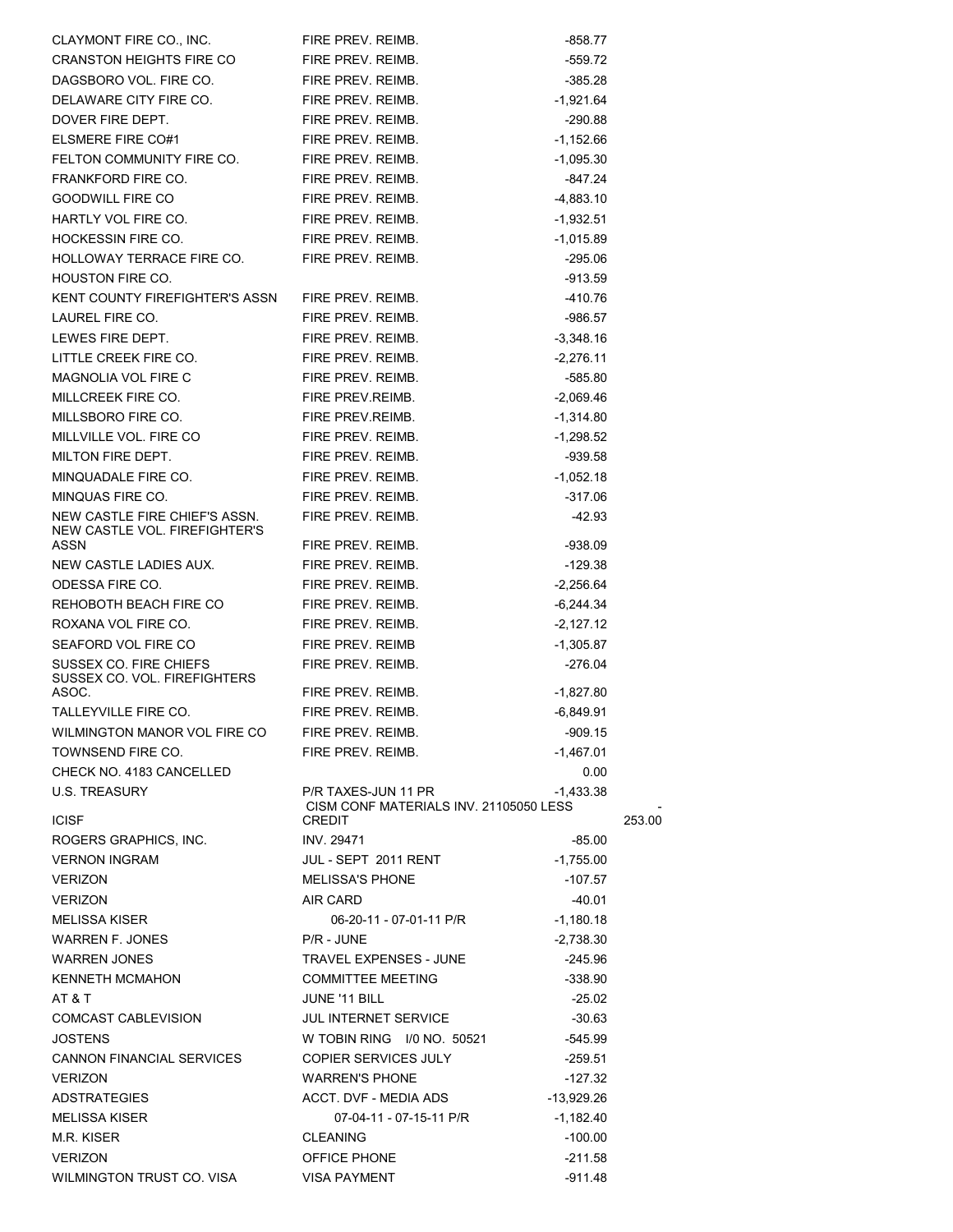| | | | |
|---|---|---|---|
| CLAYMONT FIRE CO., INC. | FIRE PREV. REIMB. | -858.77 | |
| CRANSTON HEIGHTS FIRE CO | FIRE PREV. REIMB. | -559.72 | |
| DAGSBORO VOL. FIRE CO. | FIRE PREV. REIMB. | -385.28 | |
| DELAWARE CITY FIRE CO. | FIRE PREV. REIMB. | -1,921.64 | |
| DOVER FIRE DEPT. | FIRE PREV. REIMB. | -290.88 | |
| ELSMERE FIRE CO#1 | FIRE PREV. REIMB. | -1,152.66 | |
| FELTON COMMUNITY FIRE CO. | FIRE PREV. REIMB. | -1,095.30 | |
| FRANKFORD FIRE CO. | FIRE PREV. REIMB. | -847.24 | |
| GOODWILL FIRE CO | FIRE PREV. REIMB. | -4,883.10 | |
| HARTLY VOL FIRE CO. | FIRE PREV. REIMB. | -1,932.51 | |
| HOCKESSIN FIRE CO. | FIRE PREV. REIMB. | -1,015.89 | |
| HOLLOWAY TERRACE FIRE CO. | FIRE PREV. REIMB. | -295.06 | |
| HOUSTON FIRE CO. | | -913.59 | |
| KENT COUNTY FIREFIGHTER'S ASSN | FIRE PREV. REIMB. | -410.76 | |
| LAUREL FIRE CO. | FIRE PREV. REIMB. | -986.57 | |
| LEWES FIRE DEPT. | FIRE PREV. REIMB. | -3,348.16 | |
| LITTLE CREEK FIRE CO. | FIRE PREV. REIMB. | -2,276.11 | |
| MAGNOLIA VOL FIRE C | FIRE PREV. REIMB. | -585.80 | |
| MILLCREEK FIRE CO. | FIRE PREV.REIMB. | -2,069.46 | |
| MILLSBORO FIRE CO. | FIRE PREV.REIMB. | -1,314.80 | |
| MILLVILLE VOL. FIRE CO | FIRE PREV. REIMB. | -1,298.52 | |
| MILTON FIRE DEPT. | FIRE PREV. REIMB. | -939.58 | |
| MINQUADALE FIRE CO. | FIRE PREV. REIMB. | -1,052.18 | |
| MINQUAS FIRE CO. | FIRE PREV. REIMB. | -317.06 | |
| NEW CASTLE FIRE CHIEF'S ASSN. | FIRE PREV. REIMB. | -42.93 | |
| NEW CASTLE VOL. FIREFIGHTER'S ASSN | FIRE PREV. REIMB. | -938.09 | |
| NEW CASTLE LADIES AUX. | FIRE PREV. REIMB. | -129.38 | |
| ODESSA FIRE CO. | FIRE PREV. REIMB. | -2,256.64 | |
| REHOBOTH BEACH FIRE CO | FIRE PREV. REIMB. | -6,244.34 | |
| ROXANA VOL FIRE CO. | FIRE PREV. REIMB. | -2,127.12 | |
| SEAFORD VOL FIRE CO | FIRE PREV. REIMB | -1,305.87 | |
| SUSSEX CO. FIRE CHIEFS | FIRE PREV. REIMB. | -276.04 | |
| SUSSEX CO. VOL. FIREFIGHTERS ASOC. | FIRE PREV. REIMB. | -1,827.80 | |
| TALLEYVILLE FIRE CO. | FIRE PREV. REIMB. | -6,849.91 | |
| WILMINGTON MANOR VOL FIRE CO | FIRE PREV. REIMB. | -909.15 | |
| TOWNSEND FIRE CO. | FIRE PREV. REIMB. | -1,467.01 | |
| CHECK NO. 4183 CANCELLED | | 0.00 | |
| U.S. TREASURY | P/R TAXES-JUN 11 PR | -1,433.38 | |
| ICISF | CISM CONF MATERIALS INV. 21105050 LESS CREDIT | | -253.00 |
| ROGERS GRAPHICS, INC. | INV. 29471 | -85.00 | |
| VERNON INGRAM | JUL - SEPT 2011 RENT | -1,755.00 | |
| VERIZON | MELISSA'S PHONE | -107.57 | |
| VERIZON | AIR CARD | -40.01 | |
| MELISSA KISER | 06-20-11 - 07-01-11 P/R | -1,180.18 | |
| WARREN F. JONES | P/R - JUNE | -2,738.30 | |
| WARREN JONES | TRAVEL EXPENSES - JUNE | -245.96 | |
| KENNETH MCMAHON | COMMITTEE MEETING | -338.90 | |
| AT & T | JUNE '11 BILL | -25.02 | |
| COMCAST CABLEVISION | JUL INTERNET SERVICE | -30.63 | |
| JOSTENS | W TOBIN RING I/0 NO. 50521 | -545.99 | |
| CANNON FINANCIAL SERVICES | COPIER SERVICES JULY | -259.51 | |
| VERIZON | WARREN'S PHONE | -127.32 | |
| ADSTRATEGIES | ACCT. DVF - MEDIA ADS | -13,929.26 | |
| MELISSA KISER | 07-04-11 - 07-15-11 P/R | -1,182.40 | |
| M.R. KISER | CLEANING | -100.00 | |
| VERIZON | OFFICE PHONE | -211.58 | |
| WILMINGTON TRUST CO. VISA | VISA PAYMENT | -911.48 | |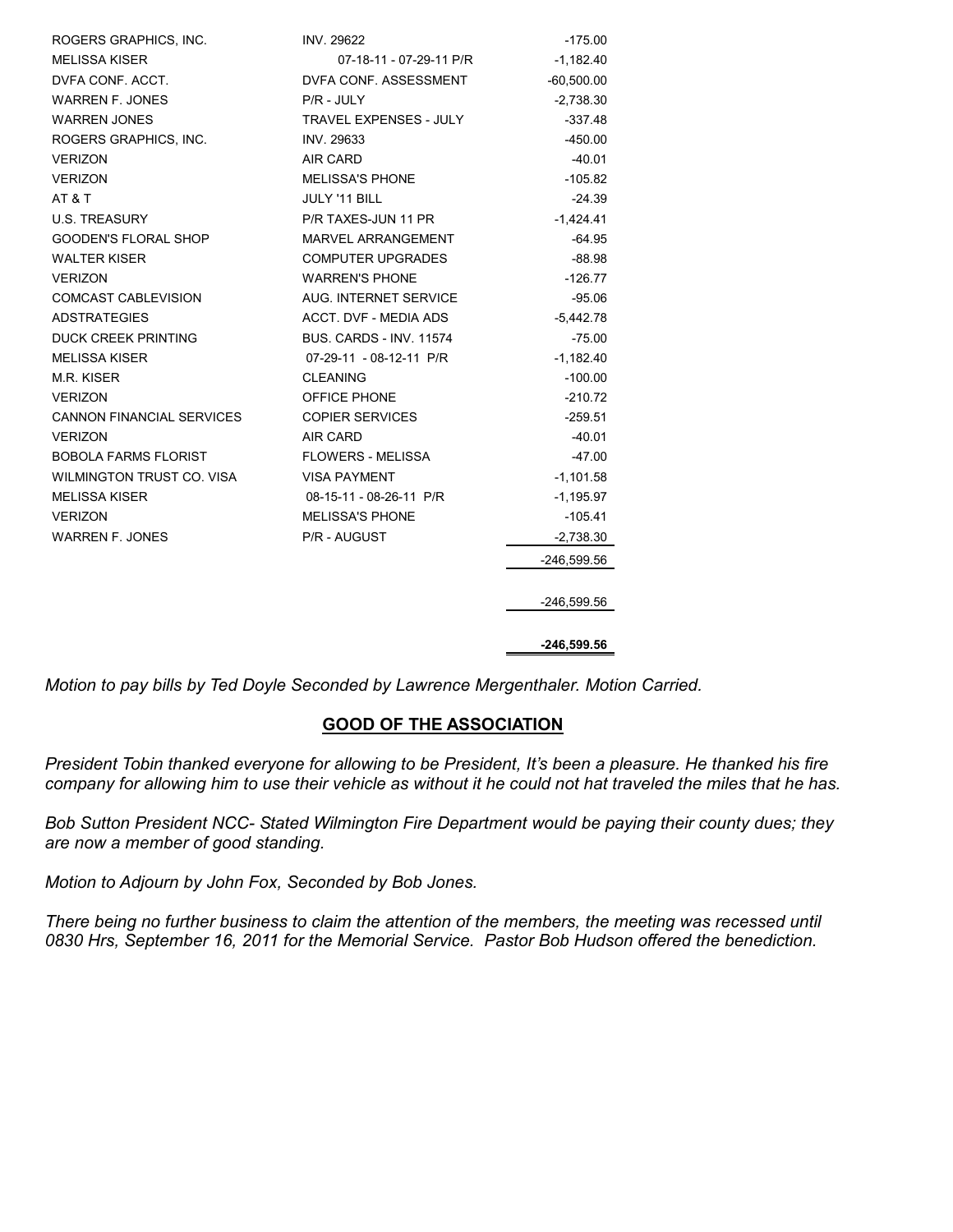| | | |
|---|---|---|
| ROGERS GRAPHICS, INC. | INV. 29622 | -175.00 |
| MELISSA KISER | 07-18-11 - 07-29-11 P/R | -1,182.40 |
| DVFA CONF. ACCT. | DVFA CONF. ASSESSMENT | -60,500.00 |
| WARREN F. JONES | P/R - JULY | -2,738.30 |
| WARREN JONES | TRAVEL EXPENSES - JULY | -337.48 |
| ROGERS GRAPHICS, INC. | INV. 29633 | -450.00 |
| VERIZON | AIR CARD | -40.01 |
| VERIZON | MELISSA'S PHONE | -105.82 |
| AT & T | JULY '11 BILL | -24.39 |
| U.S. TREASURY | P/R TAXES-JUN 11 PR | -1,424.41 |
| GOODEN'S FLORAL SHOP | MARVEL ARRANGEMENT | -64.95 |
| WALTER KISER | COMPUTER UPGRADES | -88.98 |
| VERIZON | WARREN'S PHONE | -126.77 |
| COMCAST CABLEVISION | AUG. INTERNET SERVICE | -95.06 |
| ADSTRATEGIES | ACCT. DVF - MEDIA ADS | -5,442.78 |
| DUCK CREEK PRINTING | BUS. CARDS - INV. 11574 | -75.00 |
| MELISSA KISER | 07-29-11 - 08-12-11 P/R | -1,182.40 |
| M.R. KISER | CLEANING | -100.00 |
| VERIZON | OFFICE PHONE | -210.72 |
| CANNON FINANCIAL SERVICES | COPIER SERVICES | -259.51 |
| VERIZON | AIR CARD | -40.01 |
| BOBOLA FARMS FLORIST | FLOWERS - MELISSA | -47.00 |
| WILMINGTON TRUST CO. VISA | VISA PAYMENT | -1,101.58 |
| MELISSA KISER | 08-15-11 - 08-26-11 P/R | -1,195.97 |
| VERIZON | MELISSA'S PHONE | -105.41 |
| WARREN F. JONES | P/R - AUGUST | -2,738.30 |
| | | -246,599.56 |
| | | -246,599.56 |
| | | **-246,599.56** |

*Motion to pay bills by Ted Doyle Seconded by Lawrence Mergenthaler. Motion Carried.*

## GOOD OF THE ASSOCIATION

*President Tobin thanked everyone for allowing to be President, It's been a pleasure. He thanked his fire company for allowing him to use their vehicle as without it he could not hat traveled the miles that he has.*

*Bob Sutton President NCC- Stated Wilmington Fire Department would be paying their county dues; they are now a member of good standing.*

*Motion to Adjourn by John Fox, Seconded by Bob Jones.*

*There being no further business to claim the attention of the members, the meeting was recessed until 0830 Hrs, September 16, 2011 for the Memorial Service. Pastor Bob Hudson offered the benediction.*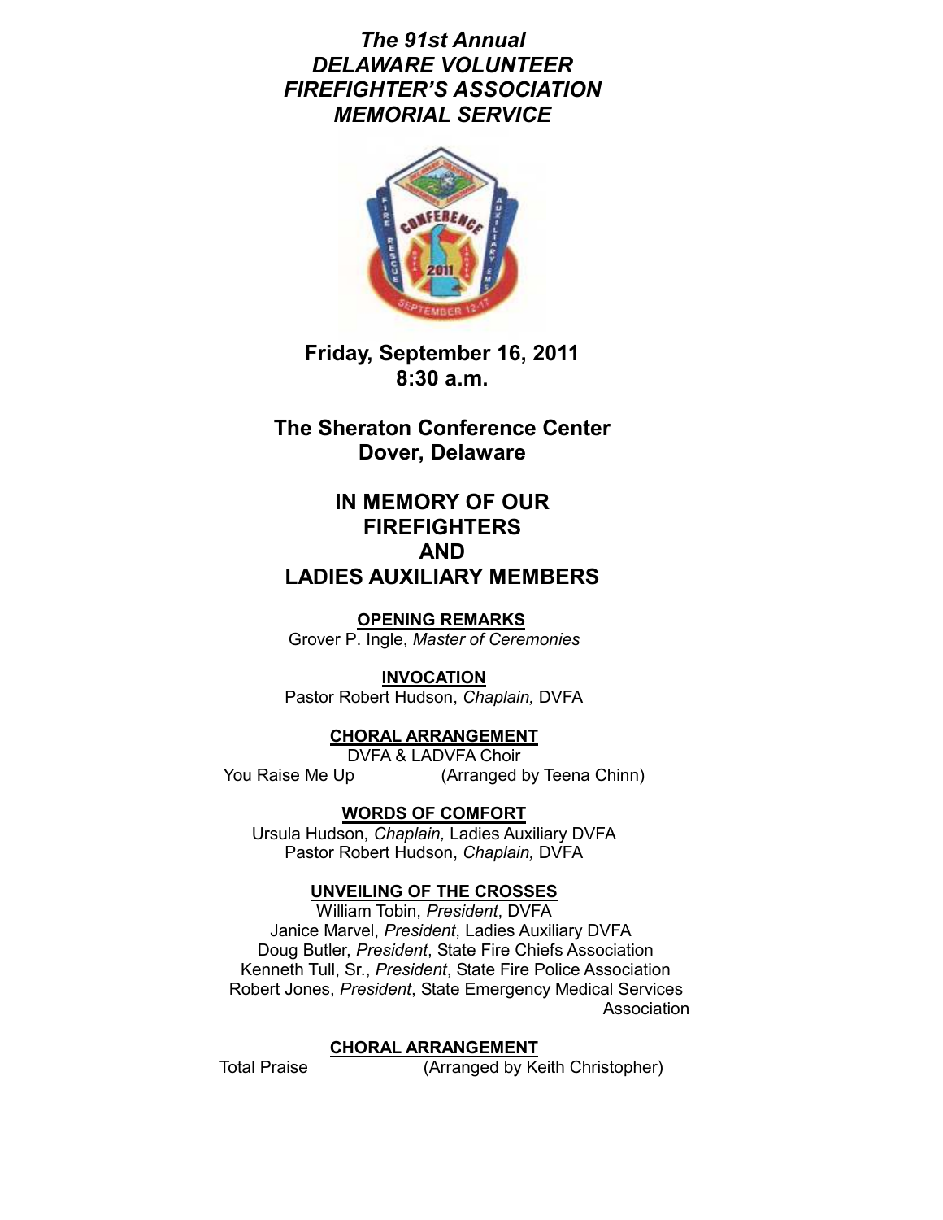***The 91st Annual***
***DELAWARE VOLUNTEER***
***FIREFIGHTER'S ASSOCIATION***
***MEMORIAL SERVICE***

**Friday, September 16, 2011**
**8:30 a.m.**

**The Sheraton Conference Center**
**Dover, Delaware**

## IN MEMORY OF OUR FIREFIGHTERS AND LADIES AUXILIARY MEMBERS

**OPENING REMARKS**
Grover P. Ingle, *Master of Ceremonies*

**INVOCATION**
Pastor Robert Hudson, *Chaplain,* DVFA

**CHORAL ARRANGEMENT**
DVFA & LADVFA Choir
You Raise Me Up (Arranged by Teena Chinn)

**WORDS OF COMFORT**
Ursula Hudson, *Chaplain,* Ladies Auxiliary DVFA
Pastor Robert Hudson, *Chaplain,* DVFA

**UNVEILING OF THE CROSSES**
William Tobin, *President*, DVFA
Janice Marvel, *President*, Ladies Auxiliary DVFA
Doug Butler, *President*, State Fire Chiefs Association
Kenneth Tull, Sr., *President*, State Fire Police Association
Robert Jones, *President*, State Emergency Medical Services Association

**CHORAL ARRANGEMENT**
Total Praise (Arranged by Keith Christopher)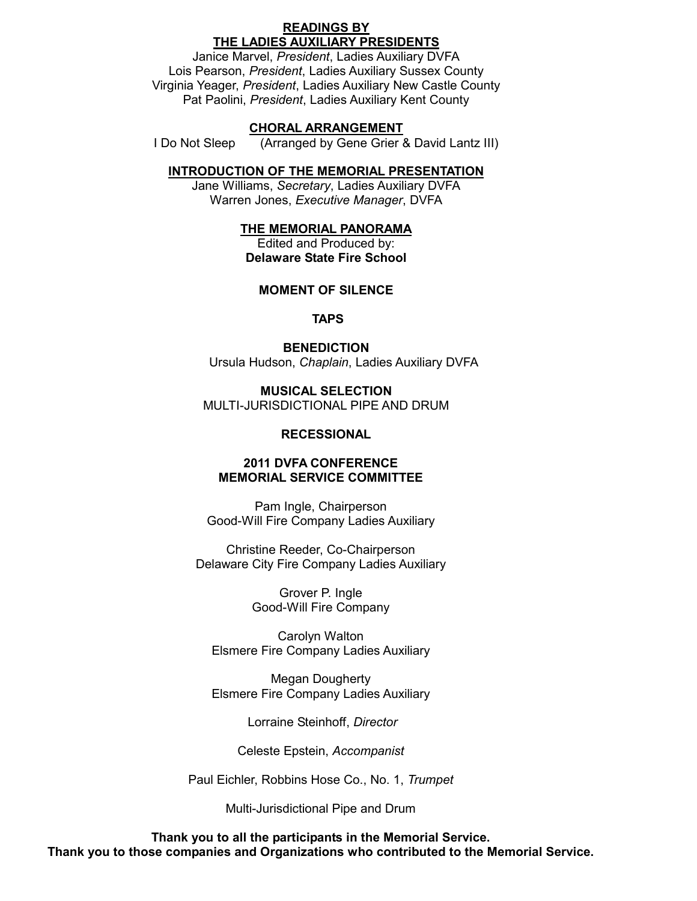## READINGS BY
## THE LADIES AUXILIARY PRESIDENTS

Janice Marvel, *President*, Ladies Auxiliary DVFA
Lois Pearson, *President*, Ladies Auxiliary Sussex County
Virginia Yeager, *President*, Ladies Auxiliary New Castle County
Pat Paolini, *President*, Ladies Auxiliary Kent County

## CHORAL ARRANGEMENT

I Do Not Sleep (Arranged by Gene Grier & David Lantz III)

## INTRODUCTION OF THE MEMORIAL PRESENTATION

Jane Williams, *Secretary*, Ladies Auxiliary DVFA
Warren Jones, *Executive Manager*, DVFA

## THE MEMORIAL PANORAMA

Edited and Produced by:
**Delaware State Fire School**

**MOMENT OF SILENCE**

**TAPS**

**BENEDICTION**

Ursula Hudson, *Chaplain*, Ladies Auxiliary DVFA

**MUSICAL SELECTION**

MULTI-JURISDICTIONAL PIPE AND DRUM

**RECESSIONAL**

**2011 DVFA CONFERENCE**
**MEMORIAL SERVICE COMMITTEE**

Pam Ingle, Chairperson
Good-Will Fire Company Ladies Auxiliary

Christine Reeder, Co-Chairperson
Delaware City Fire Company Ladies Auxiliary

Grover P. Ingle
Good-Will Fire Company

Carolyn Walton
Elsmere Fire Company Ladies Auxiliary

Megan Dougherty
Elsmere Fire Company Ladies Auxiliary

Lorraine Steinhoff, *Director*

Celeste Epstein, *Accompanist*

Paul Eichler, Robbins Hose Co., No. 1, *Trumpet*

Multi-Jurisdictional Pipe and Drum

**Thank you to all the participants in the Memorial Service.**
**Thank you to those companies and Organizations who contributed to the Memorial Service.**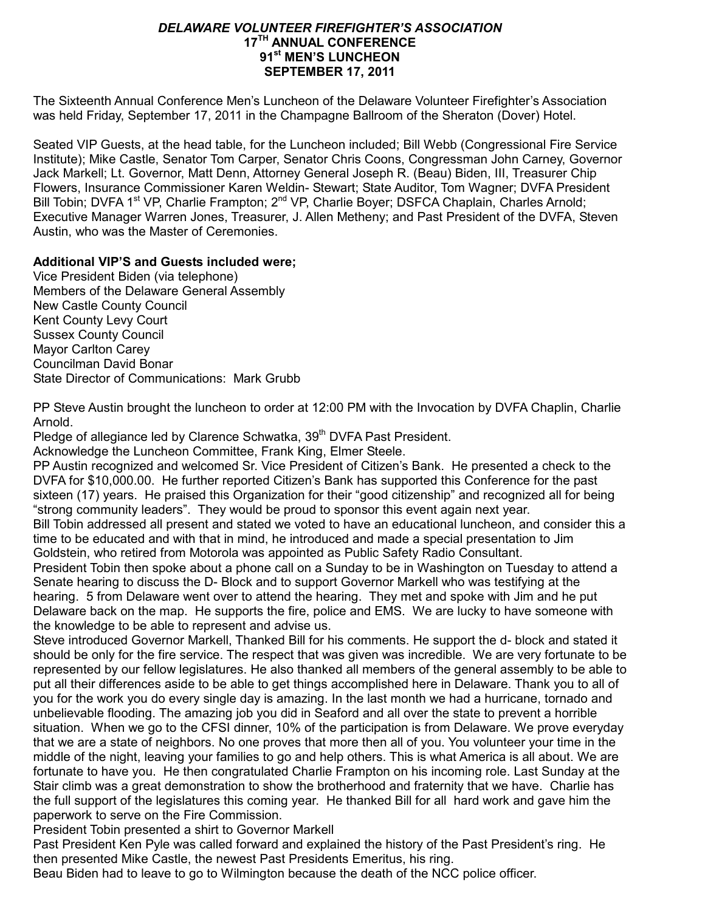***DELAWARE VOLUNTEER FIREFIGHTER'S ASSOCIATION***
**17TH ANNUAL CONFERENCE**
**91st MEN'S LUNCHEON**
**SEPTEMBER 17, 2011**

The Sixteenth Annual Conference Men's Luncheon of the Delaware Volunteer Firefighter's Association was held Friday, September 17, 2011 in the Champagne Ballroom of the Sheraton (Dover) Hotel.

Seated VIP Guests, at the head table, for the Luncheon included; Bill Webb (Congressional Fire Service Institute); Mike Castle, Senator Tom Carper, Senator Chris Coons, Congressman John Carney, Governor Jack Markell; Lt. Governor, Matt Denn, Attorney General Joseph R. (Beau) Biden, III, Treasurer Chip Flowers, Insurance Commissioner Karen Weldin- Stewart; State Auditor, Tom Wagner; DVFA President Bill Tobin; DVFA 1st VP, Charlie Frampton; 2nd VP, Charlie Boyer; DSFCA Chaplain, Charles Arnold; Executive Manager Warren Jones, Treasurer, J. Allen Metheny; and Past President of the DVFA, Steven Austin, who was the Master of Ceremonies.

**Additional VIP'S and Guests included were;**
Vice President Biden (via telephone)
Members of the Delaware General Assembly
New Castle County Council
Kent County Levy Court
Sussex County Council
Mayor Carlton Carey
Councilman David Bonar
State Director of Communications: Mark Grubb

PP Steve Austin brought the luncheon to order at 12:00 PM with the Invocation by DVFA Chaplin, Charlie Arnold.
Pledge of allegiance led by Clarence Schwatka, 39th DVFA Past President.
Acknowledge the Luncheon Committee, Frank King, Elmer Steele.
PP Austin recognized and welcomed Sr. Vice President of Citizen's Bank. He presented a check to the DVFA for $10,000.00. He further reported Citizen's Bank has supported this Conference for the past sixteen (17) years. He praised this Organization for their "good citizenship" and recognized all for being "strong community leaders". They would be proud to sponsor this event again next year.
Bill Tobin addressed all present and stated we voted to have an educational luncheon, and consider this a time to be educated and with that in mind, he introduced and made a special presentation to Jim Goldstein, who retired from Motorola was appointed as Public Safety Radio Consultant.
President Tobin then spoke about a phone call on a Sunday to be in Washington on Tuesday to attend a Senate hearing to discuss the D- Block and to support Governor Markell who was testifying at the hearing. 5 from Delaware went over to attend the hearing. They met and spoke with Jim and he put Delaware back on the map. He supports the fire, police and EMS. We are lucky to have someone with the knowledge to be able to represent and advise us.
Steve introduced Governor Markell, Thanked Bill for his comments. He support the d- block and stated it should be only for the fire service. The respect that was given was incredible. We are very fortunate to be represented by our fellow legislatures. He also thanked all members of the general assembly to be able to put all their differences aside to be able to get things accomplished here in Delaware. Thank you to all of you for the work you do every single day is amazing. In the last month we had a hurricane, tornado and unbelievable flooding. The amazing job you did in Seaford and all over the state to prevent a horrible situation. When we go to the CFSI dinner, 10% of the participation is from Delaware. We prove everyday that we are a state of neighbors. No one proves that more then all of you. You volunteer your time in the middle of the night, leaving your families to go and help others. This is what America is all about. We are fortunate to have you. He then congratulated Charlie Frampton on his incoming role. Last Sunday at the Stair climb was a great demonstration to show the brotherhood and fraternity that we have. Charlie has the full support of the legislatures this coming year. He thanked Bill for all hard work and gave him the paperwork to serve on the Fire Commission.
President Tobin presented a shirt to Governor Markell
Past President Ken Pyle was called forward and explained the history of the Past President's ring. He then presented Mike Castle, the newest Past Presidents Emeritus, his ring.
Beau Biden had to leave to go to Wilmington because the death of the NCC police officer.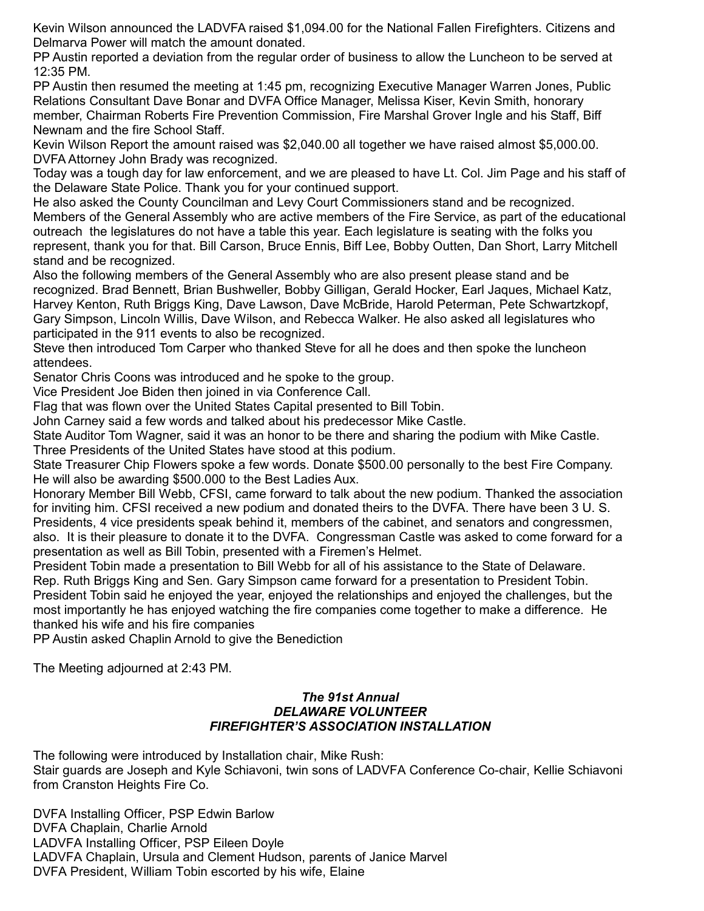Kevin Wilson announced the LADVFA raised $1,094.00 for the National Fallen Firefighters. Citizens and Delmarva Power will match the amount donated.

PP Austin reported a deviation from the regular order of business to allow the Luncheon to be served at 12:35 PM.

PP Austin then resumed the meeting at 1:45 pm, recognizing Executive Manager Warren Jones, Public Relations Consultant Dave Bonar and DVFA Office Manager, Melissa Kiser, Kevin Smith, honorary member, Chairman Roberts Fire Prevention Commission, Fire Marshal Grover Ingle and his Staff, Biff Newnam and the fire School Staff.

Kevin Wilson Report the amount raised was $2,040.00 all together we have raised almost $5,000.00.

DVFA Attorney John Brady was recognized.

Today was a tough day for law enforcement, and we are pleased to have Lt. Col. Jim Page and his staff of the Delaware State Police. Thank you for your continued support.

He also asked the County Councilman and Levy Court Commissioners stand and be recognized.

Members of the General Assembly who are active members of the Fire Service, as part of the educational outreach the legislatures do not have a table this year. Each legislature is seating with the folks you represent, thank you for that. Bill Carson, Bruce Ennis, Biff Lee, Bobby Outten, Dan Short, Larry Mitchell stand and be recognized.

Also the following members of the General Assembly who are also present please stand and be recognized. Brad Bennett, Brian Bushweller, Bobby Gilligan, Gerald Hocker, Earl Jaques, Michael Katz, Harvey Kenton, Ruth Briggs King, Dave Lawson, Dave McBride, Harold Peterman, Pete Schwartzkopf, Gary Simpson, Lincoln Willis, Dave Wilson, and Rebecca Walker. He also asked all legislatures who participated in the 911 events to also be recognized.

Steve then introduced Tom Carper who thanked Steve for all he does and then spoke the luncheon attendees.

Senator Chris Coons was introduced and he spoke to the group.

Vice President Joe Biden then joined in via Conference Call.

Flag that was flown over the United States Capital presented to Bill Tobin.

John Carney said a few words and talked about his predecessor Mike Castle.

State Auditor Tom Wagner, said it was an honor to be there and sharing the podium with Mike Castle. Three Presidents of the United States have stood at this podium.

State Treasurer Chip Flowers spoke a few words. Donate $500.00 personally to the best Fire Company. He will also be awarding $500.000 to the Best Ladies Aux.

Honorary Member Bill Webb, CFSI, came forward to talk about the new podium. Thanked the association for inviting him. CFSI received a new podium and donated theirs to the DVFA. There have been 3 U. S. Presidents, 4 vice presidents speak behind it, members of the cabinet, and senators and congressmen, also. It is their pleasure to donate it to the DVFA. Congressman Castle was asked to come forward for a presentation as well as Bill Tobin, presented with a Firemen's Helmet.

President Tobin made a presentation to Bill Webb for all of his assistance to the State of Delaware.

Rep. Ruth Briggs King and Sen. Gary Simpson came forward for a presentation to President Tobin.

President Tobin said he enjoyed the year, enjoyed the relationships and enjoyed the challenges, but the most importantly he has enjoyed watching the fire companies come together to make a difference. He thanked his wife and his fire companies

PP Austin asked Chaplin Arnold to give the Benediction

The Meeting adjourned at 2:43 PM.

### *The 91st Annual DELAWARE VOLUNTEER FIREFIGHTER'S ASSOCIATION INSTALLATION*

The following were introduced by Installation chair, Mike Rush:

Stair guards are Joseph and Kyle Schiavoni, twin sons of LADVFA Conference Co-chair, Kellie Schiavoni from Cranston Heights Fire Co.

DVFA Installing Officer, PSP Edwin Barlow
DVFA Chaplain, Charlie Arnold
LADVFA Installing Officer, PSP Eileen Doyle
LADVFA Chaplain, Ursula and Clement Hudson, parents of Janice Marvel
DVFA President, William Tobin escorted by his wife, Elaine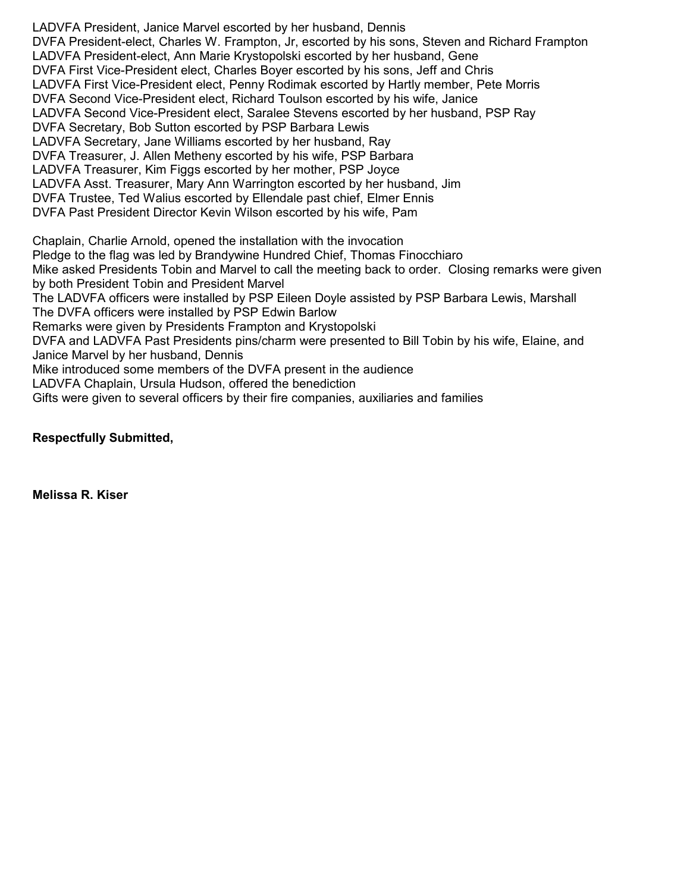LADVFA President, Janice Marvel escorted by her husband, Dennis
DVFA President-elect, Charles W. Frampton, Jr, escorted by his sons, Steven and Richard Frampton
LADVFA President-elect, Ann Marie Krystopolski escorted by her husband, Gene
DVFA First Vice-President elect, Charles Boyer escorted by his sons, Jeff and Chris
LADVFA First Vice-President elect, Penny Rodimak escorted by Hartly member, Pete Morris
DVFA Second Vice-President elect, Richard Toulson escorted by his wife, Janice
LADVFA Second Vice-President elect, Saralee Stevens escorted by her husband, PSP Ray
DVFA Secretary, Bob Sutton escorted by PSP Barbara Lewis
LADVFA Secretary, Jane Williams escorted by her husband, Ray
DVFA Treasurer, J. Allen Metheny escorted by his wife, PSP Barbara
LADVFA Treasurer, Kim Figgs escorted by her mother, PSP Joyce
LADVFA Asst. Treasurer, Mary Ann Warrington escorted by her husband, Jim
DVFA Trustee, Ted Walius escorted by Ellendale past chief, Elmer Ennis
DVFA Past President Director Kevin Wilson escorted by his wife, Pam

Chaplain, Charlie Arnold, opened the installation with the invocation
Pledge to the flag was led by Brandywine Hundred Chief, Thomas Finocchiaro
Mike asked Presidents Tobin and Marvel to call the meeting back to order. Closing remarks were given by both President Tobin and President Marvel
The LADVFA officers were installed by PSP Eileen Doyle assisted by PSP Barbara Lewis, Marshall
The DVFA officers were installed by PSP Edwin Barlow
Remarks were given by Presidents Frampton and Krystopolski
DVFA and LADVFA Past Presidents pins/charm were presented to Bill Tobin by his wife, Elaine, and Janice Marvel by her husband, Dennis
Mike introduced some members of the DVFA present in the audience
LADVFA Chaplain, Ursula Hudson, offered the benediction
Gifts were given to several officers by their fire companies, auxiliaries and families

**Respectfully Submitted,**

**Melissa R. Kiser**